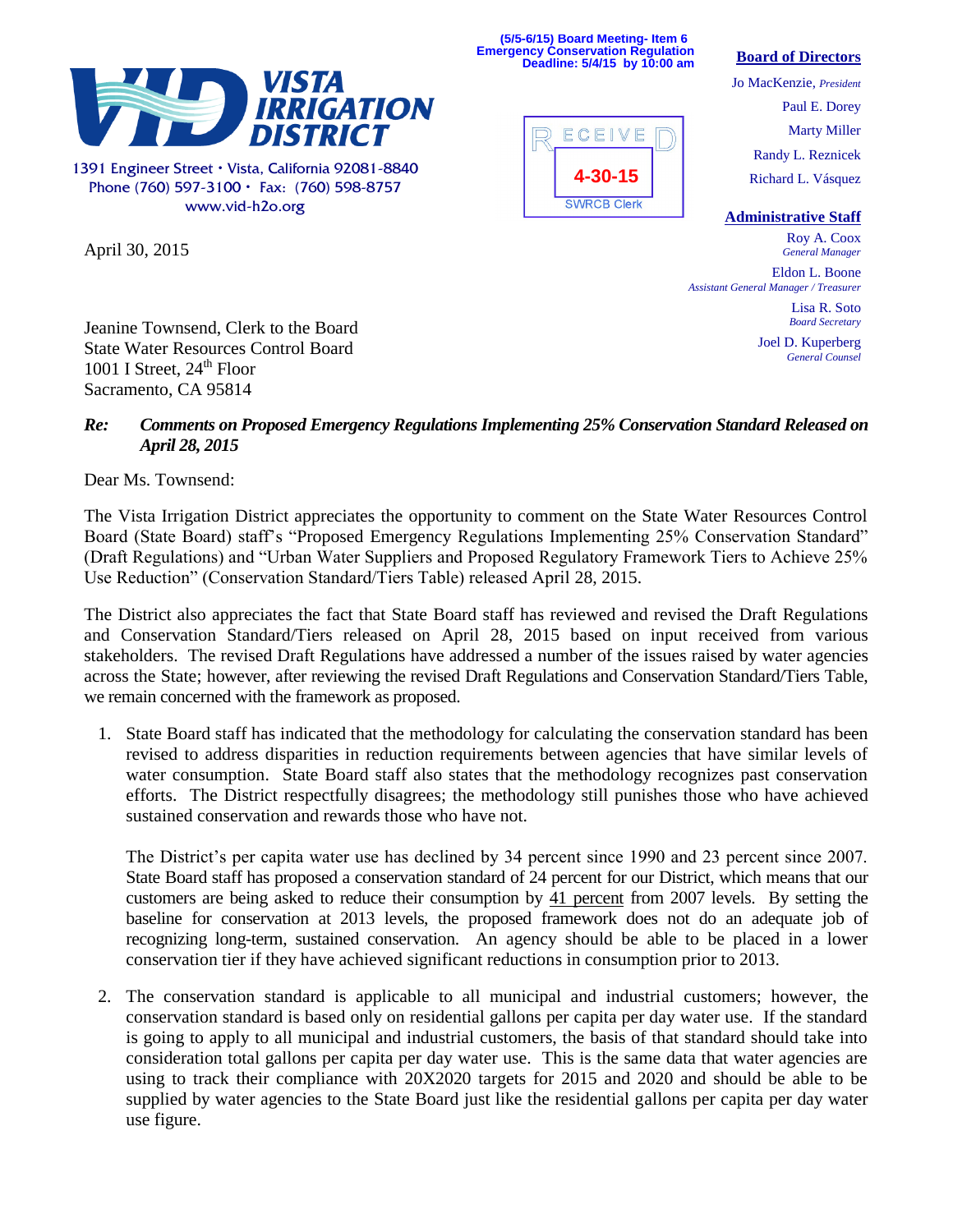(5/5-6/15) Board Meeting- Item 6
Emergency Conservation Regulation
Deadline: 5/4/15 by 10:00 am

**VISTA IRRIGATION DISTRICT**

1391 Engineer Street • Vista, California 92081-8840
Phone (760) 597-3100 • Fax: (760) 598-8757
www.vid-h2o.org

RECEIVED
4-30-15
SWRCB Clerk

**Board of Directors**

Jo MacKenzie, *President*
Paul E. Dorey
Marty Miller
Randy L. Reznicek
Richard L. Vásquez

**Administrative Staff**

Roy A. Coox
*General Manager*
Eldon L. Boone
*Assistant General Manager / Treasurer*
Lisa R. Soto
*Board Secretary*
Joel D. Kuperberg
*General Counsel*

April 30, 2015

Jeanine Townsend, Clerk to the Board
State Water Resources Control Board
1001 I Street, 24th Floor
Sacramento, CA 95814

***Re: Comments on Proposed Emergency Regulations Implementing 25% Conservation Standard Released on April 28, 2015***

Dear Ms. Townsend:

The Vista Irrigation District appreciates the opportunity to comment on the State Water Resources Control Board (State Board) staff's "Proposed Emergency Regulations Implementing 25% Conservation Standard" (Draft Regulations) and "Urban Water Suppliers and Proposed Regulatory Framework Tiers to Achieve 25% Use Reduction" (Conservation Standard/Tiers Table) released April 28, 2015.

The District also appreciates the fact that State Board staff has reviewed and revised the Draft Regulations and Conservation Standard/Tiers released on April 28, 2015 based on input received from various stakeholders. The revised Draft Regulations have addressed a number of the issues raised by water agencies across the State; however, after reviewing the revised Draft Regulations and Conservation Standard/Tiers Table, we remain concerned with the framework as proposed.

1. State Board staff has indicated that the methodology for calculating the conservation standard has been revised to address disparities in reduction requirements between agencies that have similar levels of water consumption. State Board staff also states that the methodology recognizes past conservation efforts. The District respectfully disagrees; the methodology still punishes those who have achieved sustained conservation and rewards those who have not.

   The District's per capita water use has declined by 34 percent since 1990 and 23 percent since 2007. State Board staff has proposed a conservation standard of 24 percent for our District, which means that our customers are being asked to reduce their consumption by <u>41 percent</u> from 2007 levels. By setting the baseline for conservation at 2013 levels, the proposed framework does not do an adequate job of recognizing long-term, sustained conservation. An agency should be able to be placed in a lower conservation tier if they have achieved significant reductions in consumption prior to 2013.

2. The conservation standard is applicable to all municipal and industrial customers; however, the conservation standard is based only on residential gallons per capita per day water use. If the standard is going to apply to all municipal and industrial customers, the basis of that standard should take into consideration total gallons per capita per day water use. This is the same data that water agencies are using to track their compliance with 20X2020 targets for 2015 and 2020 and should be able to be supplied by water agencies to the State Board just like the residential gallons per capita per day water use figure.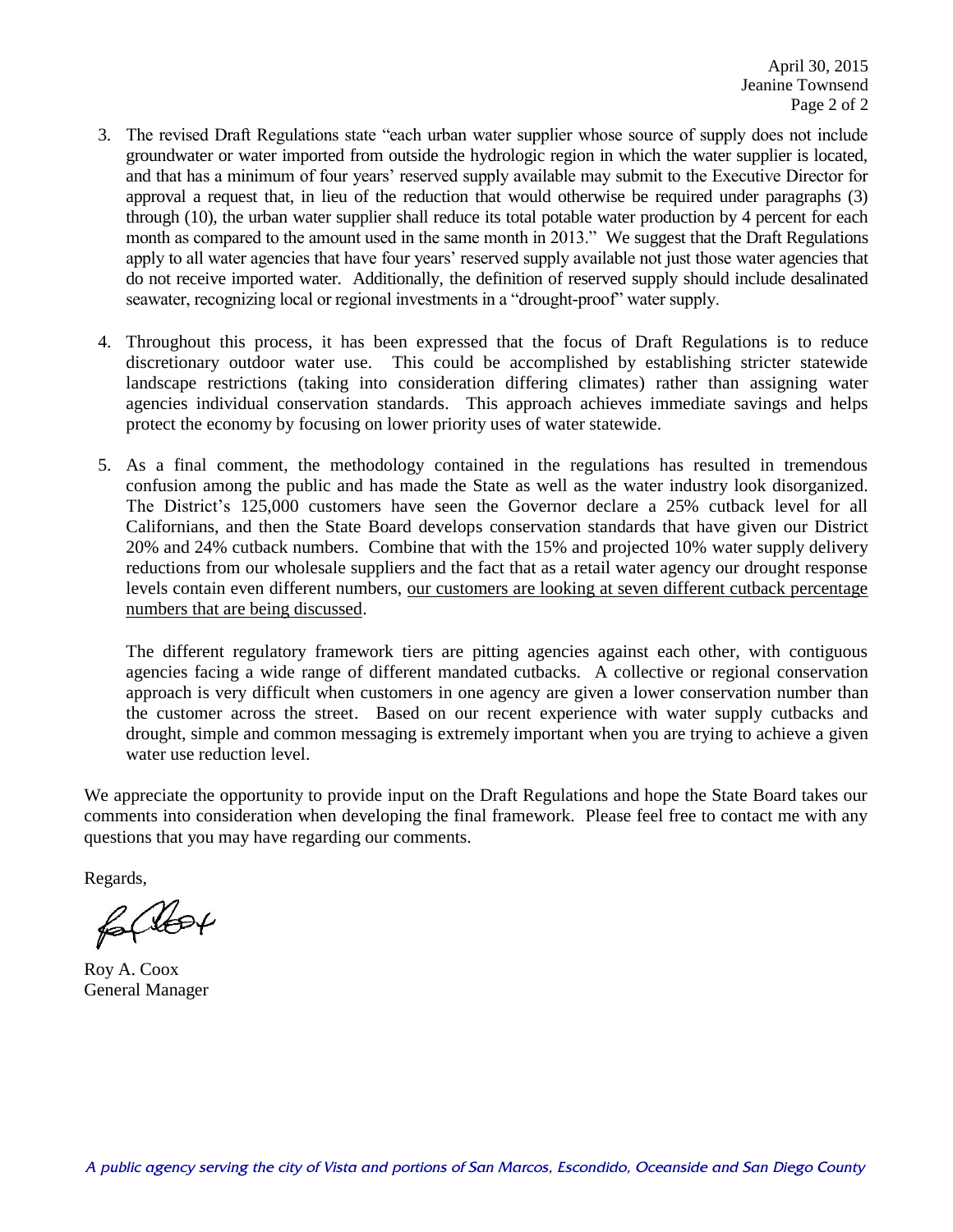3. The revised Draft Regulations state "each urban water supplier whose source of supply does not include groundwater or water imported from outside the hydrologic region in which the water supplier is located, and that has a minimum of four years' reserved supply available may submit to the Executive Director for approval a request that, in lieu of the reduction that would otherwise be required under paragraphs (3) through (10), the urban water supplier shall reduce its total potable water production by 4 percent for each month as compared to the amount used in the same month in 2013." We suggest that the Draft Regulations apply to all water agencies that have four years' reserved supply available not just those water agencies that do not receive imported water. Additionally, the definition of reserved supply should include desalinated seawater, recognizing local or regional investments in a "drought-proof" water supply.

4. Throughout this process, it has been expressed that the focus of Draft Regulations is to reduce discretionary outdoor water use. This could be accomplished by establishing stricter statewide landscape restrictions (taking into consideration differing climates) rather than assigning water agencies individual conservation standards. This approach achieves immediate savings and helps protect the economy by focusing on lower priority uses of water statewide.

5. As a final comment, the methodology contained in the regulations has resulted in tremendous confusion among the public and has made the State as well as the water industry look disorganized. The District's 125,000 customers have seen the Governor declare a 25% cutback level for all Californians, and then the State Board develops conservation standards that have given our District 20% and 24% cutback numbers. Combine that with the 15% and projected 10% water supply delivery reductions from our wholesale suppliers and the fact that as a retail water agency our drought response levels contain even different numbers, <u>our customers are looking at seven different cutback percentage numbers that are being discussed</u>.

   The different regulatory framework tiers are pitting agencies against each other, with contiguous agencies facing a wide range of different mandated cutbacks. A collective or regional conservation approach is very difficult when customers in one agency are given a lower conservation number than the customer across the street. Based on our recent experience with water supply cutbacks and drought, simple and common messaging is extremely important when you are trying to achieve a given water use reduction level.

We appreciate the opportunity to provide input on the Draft Regulations and hope the State Board takes our comments into consideration when developing the final framework. Please feel free to contact me with any questions that you may have regarding our comments.

Regards,

Roy A. Coox
General Manager

*A public agency serving the city of Vista and portions of San Marcos, Escondido, Oceanside and San Diego County*